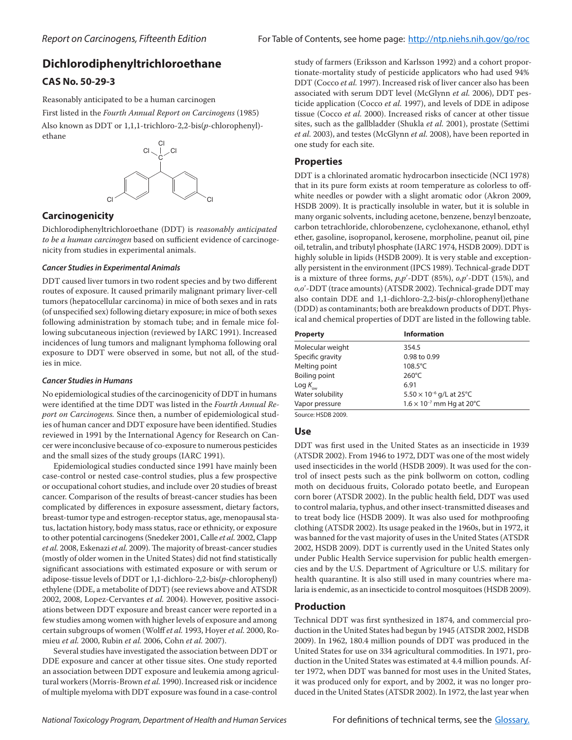# Dichlorodiphenyltrichloroethane

## CAS No. 50-29-3

Reasonably anticipated to be a human carcinogen

First listed in the *Fourth Annual Report on Carcinogens* (1985)

Also known as DDT or 1,1,1-trichloro-2,2-bis(*p*-chlorophenyl)-ethane

## Carcinogenicity

Dichlorodiphenyltrichloroethane (DDT) is *reasonably anticipated to be a human carcinogen* based on sufficient evidence of carcinogenicity from studies in experimental animals.

### *Cancer Studies in Experimental Animals*

DDT caused liver tumors in two rodent species and by two different routes of exposure. It caused primarily malignant primary liver-cell tumors (hepatocellular carcinoma) in mice of both sexes and in rats (of unspecified sex) following dietary exposure; in mice of both sexes following administration by stomach tube; and in female mice following subcutaneous injection (reviewed by IARC 1991). Increased incidences of lung tumors and malignant lymphoma following oral exposure to DDT were observed in some, but not all, of the studies in mice.

### *Cancer Studies in Humans*

No epidemiological studies of the carcinogenicity of DDT in humans were identified at the time DDT was listed in the *Fourth Annual Report on Carcinogens.* Since then, a number of epidemiological studies of human cancer and DDT exposure have been identified. Studies reviewed in 1991 by the International Agency for Research on Cancer were inconclusive because of co-exposure to numerous pesticides and the small sizes of the study groups (IARC 1991).

Epidemiological studies conducted since 1991 have mainly been case-control or nested case-control studies, plus a few prospective or occupational cohort studies, and include over 20 studies of breast cancer. Comparison of the results of breast-cancer studies has been complicated by differences in exposure assessment, dietary factors, breast-tumor type and estrogen-receptor status, age, menopausal status, lactation history, body mass status, race or ethnicity, or exposure to other potential carcinogens (Snedeker 2001, Calle *et al.* 2002, Clapp *et al.* 2008, Eskenazi *et al.* 2009). The majority of breast-cancer studies (mostly of older women in the United States) did not find statistically significant associations with estimated exposure or with serum or adipose-tissue levels of DDT or 1,1-dichloro-2,2-bis(*p*-chlorophenyl) ethylene (DDE, a metabolite of DDT) (see reviews above and ATSDR 2002, 2008, Lopez-Cervantes *et al.* 2004). However, positive associations between DDT exposure and breast cancer were reported in a few studies among women with higher levels of exposure and among certain subgroups of women (Wolff *et al.* 1993, Hoyer *et al.* 2000, Romieu *et al.* 2000, Rubin *et al.* 2006, Cohn *et al.* 2007).

Several studies have investigated the association between DDT or DDE exposure and cancer at other tissue sites. One study reported an association between DDT exposure and leukemia among agricultural workers (Morris-Brown *et al.* 1990). Increased risk or incidence of multiple myeloma with DDT exposure was found in a case-control study of farmers (Eriksson and Karlsson 1992) and a cohort proportionate-mortality study of pesticide applicators who had used 94% DDT (Cocco *et al.* 1997). Increased risk of liver cancer also has been associated with serum DDT level (McGlynn *et al.* 2006), DDT pesticide application (Cocco *et al.* 1997), and levels of DDE in adipose tissue (Cocco *et al.* 2000). Increased risks of cancer at other tissue sites, such as the gallbladder (Shukla *et al.* 2001), prostate (Settimi *et al.* 2003), and testes (McGlynn *et al.* 2008), have been reported in one study for each site.

## Properties

DDT is a chlorinated aromatic hydrocarbon insecticide (NCI 1978) that in its pure form exists at room temperature as colorless to off-white needles or powder with a slight aromatic odor (Akron 2009, HSDB 2009). It is practically insoluble in water, but it is soluble in many organic solvents, including acetone, benzene, benzyl benzoate, carbon tetrachloride, chlorobenzene, cyclohexanone, ethanol, ethyl ether, gasoline, isopropanol, kerosene, morpholine, peanut oil, pine oil, tetralin, and tributyl phosphate (IARC 1974, HSDB 2009). DDT is highly soluble in lipids (HSDB 2009). It is very stable and exceptionally persistent in the environment (IPCS 1989). Technical-grade DDT is a mixture of three forms, *p,p′*-DDT (85%), *o,p′*-DDT (15%), and *o,o′*-DDT (trace amounts) (ATSDR 2002). Technical-grade DDT may also contain DDE and 1,1-dichloro-2,2-bis(*p*-chlorophenyl)ethane (DDD) as contaminants; both are breakdown products of DDT. Physical and chemical properties of DDT are listed in the following table.

| Property | Information |
|---|---|
| Molecular weight | 354.5 |
| Specific gravity | 0.98 to 0.99 |
| Melting point | 108.5°C |
| Boiling point | 260°C |
| Log $K_{ow}$ | 6.91 |
| Water solubility | $5.50 \times 10^{-6}$ g/L at 25°C |
| Vapor pressure | $1.6 \times 10^{-7}$ mm Hg at 20°C |

Source: HSDB 2009.

## Use

DDT was first used in the United States as an insecticide in 1939 (ATSDR 2002). From 1946 to 1972, DDT was one of the most widely used insecticides in the world (HSDB 2009). It was used for the control of insect pests such as the pink bollworm on cotton, codling moth on deciduous fruits, Colorado potato beetle, and European corn borer (ATSDR 2002). In the public health field, DDT was used to control malaria, typhus, and other insect-transmitted diseases and to treat body lice (HSDB 2009). It was also used for mothproofing clothing (ATSDR 2002). Its usage peaked in the 1960s, but in 1972, it was banned for the vast majority of uses in the United States (ATSDR 2002, HSDB 2009). DDT is currently used in the United States only under Public Health Service supervision for public health emergencies and by the U.S. Department of Agriculture or U.S. military for health quarantine. It is also still used in many countries where malaria is endemic, as an insecticide to control mosquitoes (HSDB 2009).

## Production

Technical DDT was first synthesized in 1874, and commercial production in the United States had begun by 1945 (ATSDR 2002, HSDB 2009). In 1962, 180.4 million pounds of DDT was produced in the United States for use on 334 agricultural commodities. In 1971, production in the United States was estimated at 4.4 million pounds. After 1972, when DDT was banned for most uses in the United States, it was produced only for export, and by 2002, it was no longer produced in the United States (ATSDR 2002). In 1972, the last year when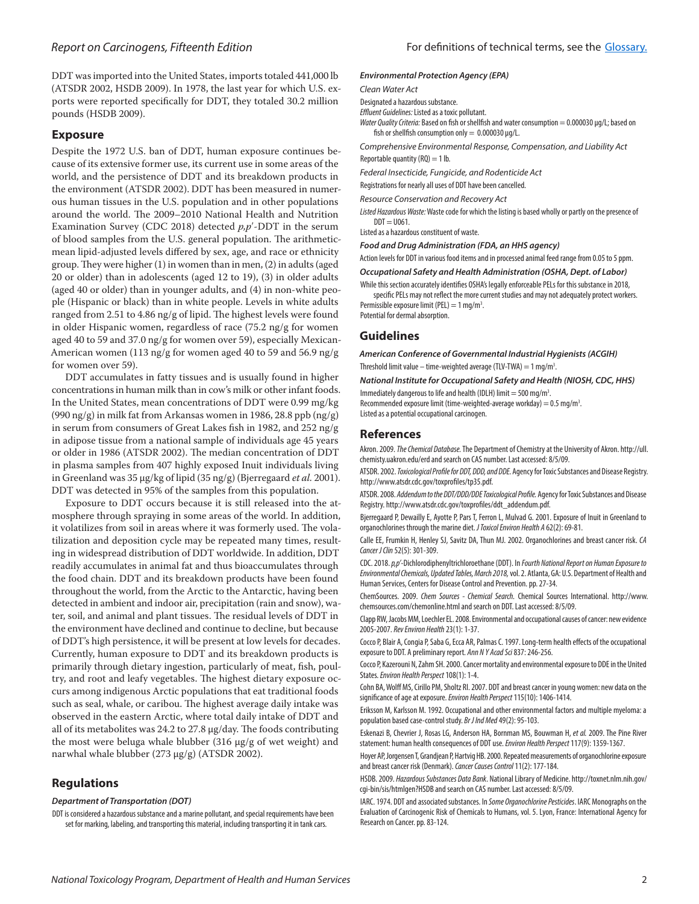DDT was imported into the United States, imports totaled 441,000 lb (ATSDR 2002, HSDB 2009). In 1978, the last year for which U.S. exports were reported specifically for DDT, they totaled 30.2 million pounds (HSDB 2009).

## Exposure

Despite the 1972 U.S. ban of DDT, human exposure continues because of its extensive former use, its current use in some areas of the world, and the persistence of DDT and its breakdown products in the environment (ATSDR 2002). DDT has been measured in numerous human tissues in the U.S. population and in other populations around the world. The 2009–2010 National Health and Nutrition Examination Survey (CDC 2018) detected *p,p′*-DDT in the serum of blood samples from the U.S. general population. The arithmetic-mean lipid-adjusted levels differed by sex, age, and race or ethnicity group. They were higher (1) in women than in men, (2) in adults (aged 20 or older) than in adolescents (aged 12 to 19), (3) in older adults (aged 40 or older) than in younger adults, and (4) in non-white people (Hispanic or black) than in white people. Levels in white adults ranged from 2.51 to 4.86 ng/g of lipid. The highest levels were found in older Hispanic women, regardless of race (75.2 ng/g for women aged 40 to 59 and 37.0 ng/g for women over 59), especially Mexican-American women (113 ng/g for women aged 40 to 59 and 56.9 ng/g for women over 59).

DDT accumulates in fatty tissues and is usually found in higher concentrations in human milk than in cow's milk or other infant foods. In the United States, mean concentrations of DDT were 0.99 mg/kg (990 ng/g) in milk fat from Arkansas women in 1986, 28.8 ppb (ng/g) in serum from consumers of Great Lakes fish in 1982, and 252 ng/g in adipose tissue from a national sample of individuals age 45 years or older in 1986 (ATSDR 2002). The median concentration of DDT in plasma samples from 407 highly exposed Inuit individuals living in Greenland was 35 μg/kg of lipid (35 ng/g) (Bjerregaard *et al*. 2001). DDT was detected in 95% of the samples from this population.

Exposure to DDT occurs because it is still released into the atmosphere through spraying in some areas of the world. In addition, it volatilizes from soil in areas where it was formerly used. The volatilization and deposition cycle may be repeated many times, resulting in widespread distribution of DDT worldwide. In addition, DDT readily accumulates in animal fat and thus bioaccumulates through the food chain. DDT and its breakdown products have been found throughout the world, from the Arctic to the Antarctic, having been detected in ambient and indoor air, precipitation (rain and snow), water, soil, and animal and plant tissues. The residual levels of DDT in the environment have declined and continue to decline, but because of DDT's high persistence, it will be present at low levels for decades. Currently, human exposure to DDT and its breakdown products is primarily through dietary ingestion, particularly of meat, fish, poultry, and root and leafy vegetables. The highest dietary exposure occurs among indigenous Arctic populations that eat traditional foods such as seal, whale, or caribou. The highest average daily intake was observed in the eastern Arctic, where total daily intake of DDT and all of its metabolites was 24.2 to 27.8 μg/day. The foods contributing the most were beluga whale blubber (316 μg/g of wet weight) and narwhal whale blubber (273 μg/g) (ATSDR 2002).

## Regulations

***Department of Transportation (DOT)***

DDT is considered a hazardous substance and a marine pollutant, and special requirements have been set for marking, labeling, and transporting this material, including transporting it in tank cars.

***Environmental Protection Agency (EPA)***

*Clean Water Act*

Designated a hazardous substance.

*Effluent Guidelines:* Listed as a toxic pollutant.

*Water Quality Criteria:* Based on fish or shellfish and water consumption = 0.000030 μg/L; based on fish or shellfish consumption only = 0.000030 μg/L.

*Comprehensive Environmental Response, Compensation, and Liability Act*

Reportable quantity (RQ) = 1 lb.

*Federal Insecticide, Fungicide, and Rodenticide Act*

Registrations for nearly all uses of DDT have been cancelled.

*Resource Conservation and Recovery Act*

*Listed Hazardous Waste:* Waste code for which the listing is based wholly or partly on the presence of DDT = U061.

Listed as a hazardous constituent of waste.

***Food and Drug Administration (FDA, an HHS agency)***

Action levels for DDT in various food items and in processed animal feed range from 0.05 to 5 ppm.

***Occupational Safety and Health Administration (OSHA, Dept. of Labor)***

While this section accurately identifies OSHA's legally enforceable PELs for this substance in 2018, specific PELs may not reflect the more current studies and may not adequately protect workers.

Permissible exposure limit (PEL) = 1 mg/m³.

Potential for dermal absorption.

## Guidelines

***American Conference of Governmental Industrial Hygienists (ACGIH)***

Threshold limit value – time-weighted average (TLV-TWA) = 1 mg/m³.

***National Institute for Occupational Safety and Health (NIOSH, CDC, HHS)***

Immediately dangerous to life and health (IDLH) limit = 500 mg/m³.

Recommended exposure limit (time-weighted-average workday) = 0.5 mg/m³.

Listed as a potential occupational carcinogen.

## References

Akron. 2009. *The Chemical Database*. The Department of Chemistry at the University of Akron. http://ull.chemistry.uakron.edu/erd and search on CAS number. Last accessed: 8/5/09.

ATSDR. 2002. *Toxicological Profile for DDT, DDD, and DDE*. Agency for Toxic Substances and Disease Registry. http://www.atsdr.cdc.gov/toxprofiles/tp35.pdf.

ATSDR. 2008. *Addendum to the DDT/DDD/DDE Toxicological Profile*. Agency for Toxic Substances and Disease Registry. http://www.atsdr.cdc.gov/toxprofiles/ddt_addendum.pdf.

Bjerregaard P, Dewailly E, Ayotte P, Pars T, Ferron L, Mulvad G. 2001. Exposure of Inuit in Greenland to organochlorines through the marine diet. *J Toxicol Environ Health A* 62(2): 69-81.

Calle EE, Frumkin H, Henley SJ, Savitz DA, Thun MJ. 2002. Organochlorines and breast cancer risk. *CA Cancer J Clin* 52(5): 301-309.

CDC. 2018. *p,p′*-Dichlorodiphenyltrichloroethane (DDT). In *Fourth National Report on Human Exposure to Environmental Chemicals, Updated Tables, March 2018*, vol. 2. Atlanta, GA: U.S. Department of Health and Human Services, Centers for Disease Control and Prevention. pp. 27-34.

ChemSources. 2009. *Chem Sources - Chemical Search*. Chemical Sources International. http://www.chemsources.com/chemonline.html and search on DDT. Last accessed: 8/5/09.

Clapp RW, Jacobs MM, Loechler EL. 2008. Environmental and occupational causes of cancer: new evidence 2005-2007. *Rev Environ Health* 23(1): 1-37.

Cocco P, Blair A, Congia P, Saba G, Ecca AR, Palmas C. 1997. Long-term health effects of the occupational exposure to DDT. A preliminary report. *Ann N Y Acad Sci* 837: 246-256.

Cocco P, Kazerouni N, Zahm SH. 2000. Cancer mortality and environmental exposure to DDE in the United States. *Environ Health Perspect* 108(1): 1-4.

Cohn BA, Wolff MS, Cirillo PM, Sholtz RI. 2007. DDT and breast cancer in young women: new data on the significance of age at exposure. *Environ Health Perspect* 115(10): 1406-1414.

Eriksson M, Karlsson M. 1992. Occupational and other environmental factors and multiple myeloma: a population based case-control study. *Br J Ind Med* 49(2): 95-103.

Eskenazi B, Chevrier J, Rosas LG, Anderson HA, Bornman MS, Bouwman H, *et al.* 2009. The Pine River statement: human health consequences of DDT use. *Environ Health Perspect* 117(9): 1359-1367.

Hoyer AP, Jorgensen T, Grandjean P, Hartvig HB. 2000. Repeated measurements of organochlorine exposure and breast cancer risk (Denmark). *Cancer Causes Control* 11(2): 177-184.

HSDB. 2009. *Hazardous Substances Data Bank*. National Library of Medicine. http://toxnet.nlm.nih.gov/cgi-bin/sis/htmlgen?HSDB and search on CAS number. Last accessed: 8/5/09.

IARC. 1974. DDT and associated substances. In *Some Organochlorine Pesticides*. IARC Monographs on the Evaluation of Carcinogenic Risk of Chemicals to Humans, vol. 5. Lyon, France: International Agency for Research on Cancer. pp. 83-124.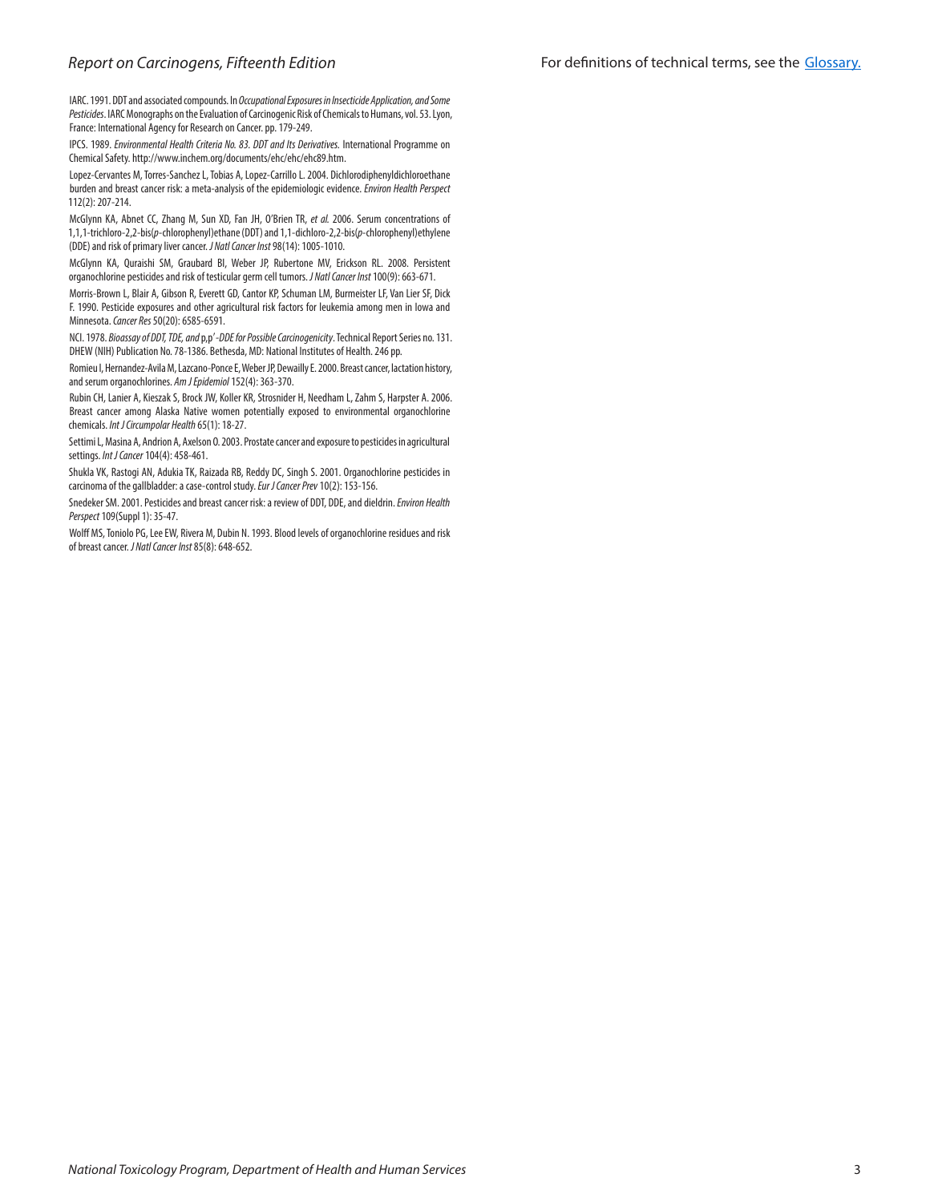IARC. 1991. DDT and associated compounds. In *Occupational Exposures in Insecticide Application, and Some Pesticides*. IARC Monographs on the Evaluation of Carcinogenic Risk of Chemicals to Humans, vol. 53. Lyon, France: International Agency for Research on Cancer. pp. 179-249.

IPCS. 1989. *Environmental Health Criteria No. 83. DDT and Its Derivatives.* International Programme on Chemical Safety. http://www.inchem.org/documents/ehc/ehc/ehc89.htm.

Lopez-Cervantes M, Torres-Sanchez L, Tobias A, Lopez-Carrillo L. 2004. Dichlorodiphenyldichloroethane burden and breast cancer risk: a meta-analysis of the epidemiologic evidence. *Environ Health Perspect* 112(2): 207-214.

McGlynn KA, Abnet CC, Zhang M, Sun XD, Fan JH, O'Brien TR, *et al.* 2006. Serum concentrations of 1,1,1-trichloro-2,2-bis(*p*-chlorophenyl)ethane (DDT) and 1,1-dichloro-2,2-bis(*p*-chlorophenyl)ethylene (DDE) and risk of primary liver cancer. *J Natl Cancer Inst* 98(14): 1005-1010.

McGlynn KA, Quraishi SM, Graubard BI, Weber JP, Rubertone MV, Erickson RL. 2008. Persistent organochlorine pesticides and risk of testicular germ cell tumors. *J Natl Cancer Inst* 100(9): 663-671.

Morris-Brown L, Blair A, Gibson R, Everett GD, Cantor KP, Schuman LM, Burmeister LF, Van Lier SF, Dick F. 1990. Pesticide exposures and other agricultural risk factors for leukemia among men in Iowa and Minnesota. *Cancer Res* 50(20): 6585-6591.

NCI. 1978. *Bioassay of DDT, TDE, and* p,p′*-DDE for Possible Carcinogenicity*. Technical Report Series no. 131. DHEW (NIH) Publication No. 78-1386. Bethesda, MD: National Institutes of Health. 246 pp.

Romieu I, Hernandez-Avila M, Lazcano-Ponce E, Weber JP, Dewailly E. 2000. Breast cancer, lactation history, and serum organochlorines. *Am J Epidemiol* 152(4): 363-370.

Rubin CH, Lanier A, Kieszak S, Brock JW, Koller KR, Strosnider H, Needham L, Zahm S, Harpster A. 2006. Breast cancer among Alaska Native women potentially exposed to environmental organochlorine chemicals. *Int J Circumpolar Health* 65(1): 18-27.

Settimi L, Masina A, Andrion A, Axelson O. 2003. Prostate cancer and exposure to pesticides in agricultural settings. *Int J Cancer* 104(4): 458-461.

Shukla VK, Rastogi AN, Adukia TK, Raizada RB, Reddy DC, Singh S. 2001. Organochlorine pesticides in carcinoma of the gallbladder: a case-control study. *Eur J Cancer Prev* 10(2): 153-156.

Snedeker SM. 2001. Pesticides and breast cancer risk: a review of DDT, DDE, and dieldrin. *Environ Health Perspect* 109(Suppl 1): 35-47.

Wolff MS, Toniolo PG, Lee EW, Rivera M, Dubin N. 1993. Blood levels of organochlorine residues and risk of breast cancer. *J Natl Cancer Inst* 85(8): 648-652.